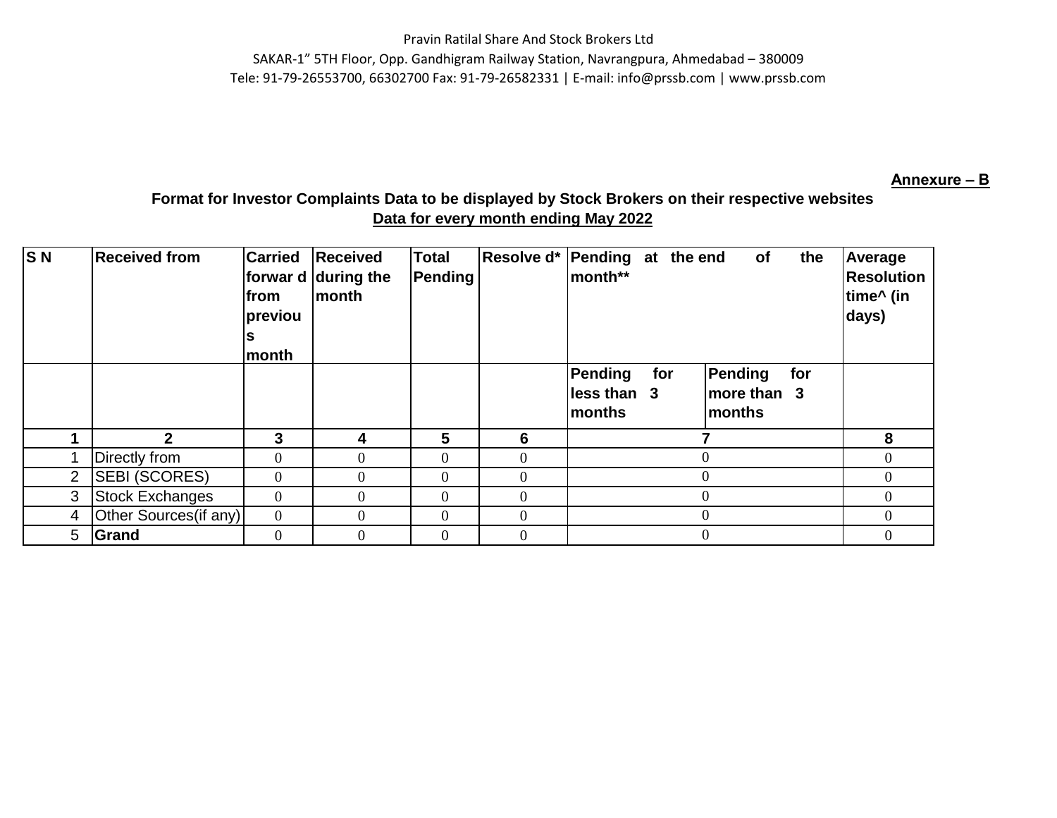Pravin Ratilal Share And Stock Brokers Ltd

SAKAR-1" 5TH Floor, Opp. Gandhigram Railway Station, Navrangpura, Ahmedabad – 380009

Tele: 91-79-26553700, 66302700 Fax: 91-79-26582331 | E-mail: info@prssb.com | www.prssb.com

**Annexure – B**

**Format for Investor Complaints Data to be displayed by Stock Brokers on their respective websites**

**Data for every month ending May 2022**

| S N | Received from | Carried forward from previous month | Received during the month | Total Pending | Resolved* | Pending at the end of the month** | | Average Resolution time^ (in days) |
|---|---|---|---|---|---|---|---|---|
| | | | | | | Pending for less than 3 months | Pending for more than 3 months | |
| 1 | 2 | 3 | 4 | 5 | 6 | 7 | | 8 |
| 1 | Directly from | 0 | 0 | 0 | 0 | 0 | | 0 |
| 2 | SEBI (SCORES) | 0 | 0 | 0 | 0 | 0 | | 0 |
| 3 | Stock Exchanges | 0 | 0 | 0 | 0 | 0 | | 0 |
| 4 | Other Sources(if any) | 0 | 0 | 0 | 0 | 0 | | 0 |
| 5 | **Grand** | 0 | 0 | 0 | 0 | 0 | | 0 |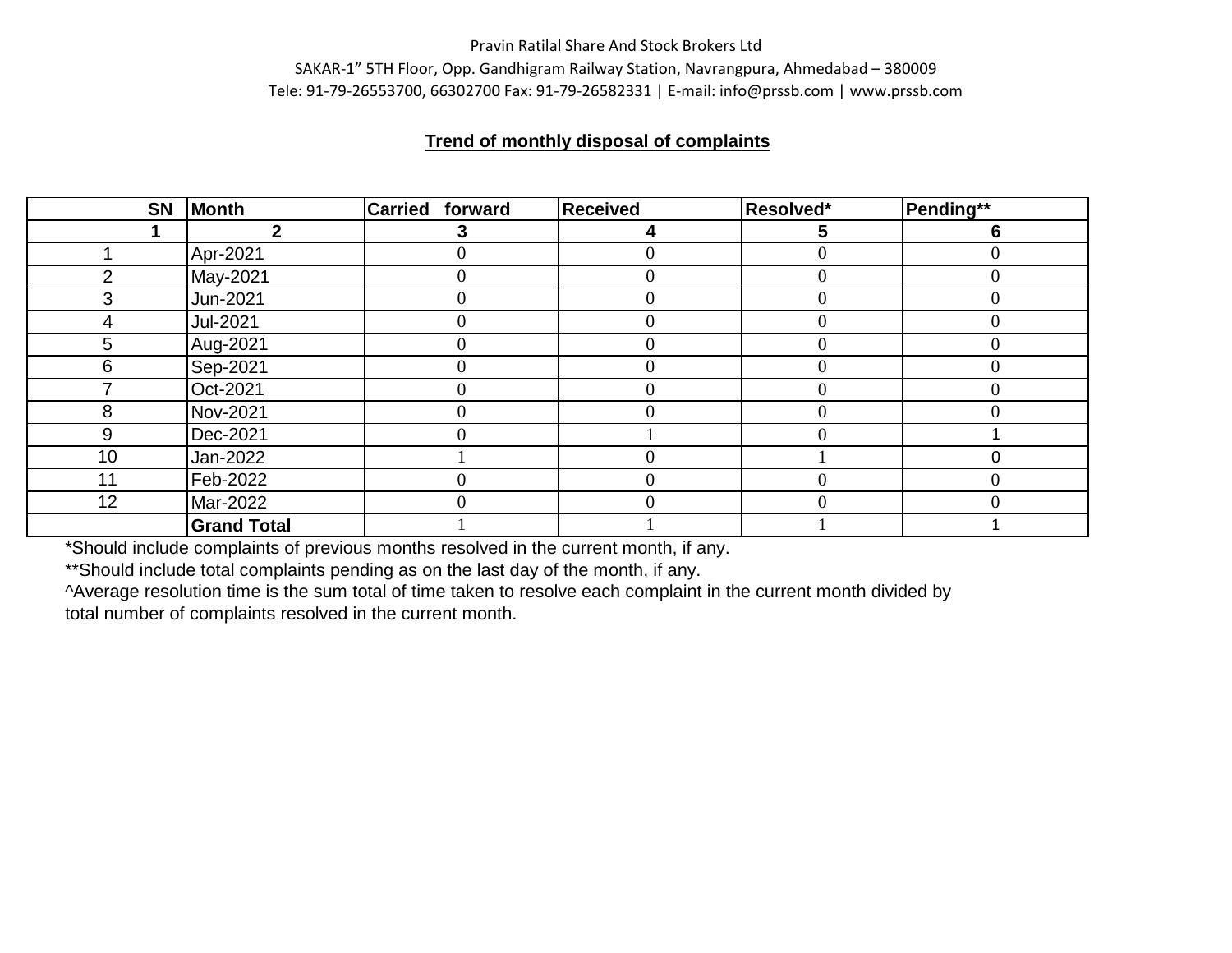Pravin Ratilal Share And Stock Brokers Ltd

SAKAR-1" 5TH Floor, Opp. Gandhigram Railway Station, Navrangpura, Ahmedabad – 380009

Tele: 91-79-26553700, 66302700 Fax: 91-79-26582331 | E-mail: info@prssb.com | www.prssb.com

## Trend of monthly disposal of complaints

| SN | Month | Carried forward | Received | Resolved* | Pending** |
|---|---|---|---|---|---|
| 1 | 2 | 3 | 4 | 5 | 6 |
| 1 | Apr-2021 | 0 | 0 | 0 | 0 |
| 2 | May-2021 | 0 | 0 | 0 | 0 |
| 3 | Jun-2021 | 0 | 0 | 0 | 0 |
| 4 | Jul-2021 | 0 | 0 | 0 | 0 |
| 5 | Aug-2021 | 0 | 0 | 0 | 0 |
| 6 | Sep-2021 | 0 | 0 | 0 | 0 |
| 7 | Oct-2021 | 0 | 0 | 0 | 0 |
| 8 | Nov-2021 | 0 | 0 | 0 | 0 |
| 9 | Dec-2021 | 0 | 1 | 0 | 1 |
| 10 | Jan-2022 | 1 | 0 | 1 | 0 |
| 11 | Feb-2022 | 0 | 0 | 0 | 0 |
| 12 | Mar-2022 | 0 | 0 | 0 | 0 |
| | **Grand Total** | 1 | 1 | 1 | 1 |

*Should include complaints of previous months resolved in the current month, if any.

**Should include total complaints pending as on the last day of the month, if any.

^Average resolution time is the sum total of time taken to resolve each complaint in the current month divided by total number of complaints resolved in the current month.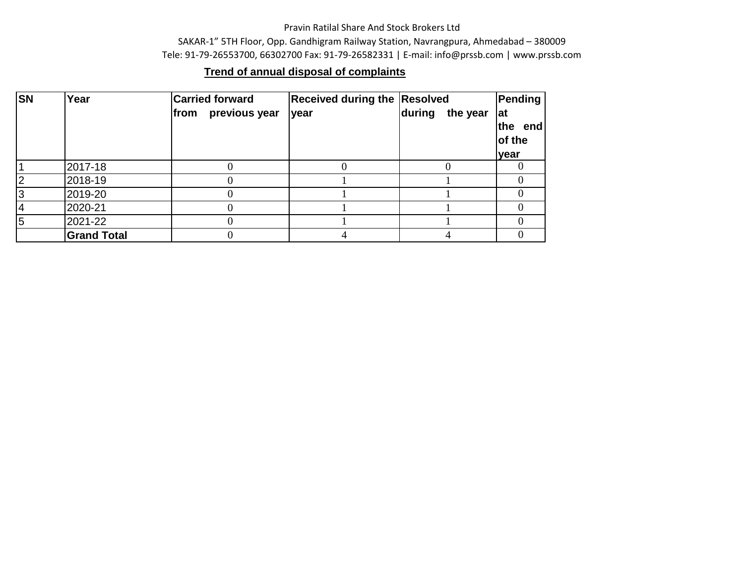Pravin Ratilal Share And Stock Brokers Ltd

SAKAR-1" 5TH Floor, Opp. Gandhigram Railway Station, Navrangpura, Ahmedabad – 380009

Tele: 91-79-26553700, 66302700 Fax: 91-79-26582331 | E-mail: info@prssb.com | www.prssb.com

**Trend of annual disposal of complaints**

| SN | Year | Carried forward from previous year | Received during the year | Resolved during the year | Pending at the end of the year |
|---|---|---|---|---|---|
| 1 | 2017-18 | 0 | 0 | 0 | 0 |
| 2 | 2018-19 | 0 | 1 | 1 | 0 |
| 3 | 2019-20 | 0 | 1 | 1 | 0 |
| 4 | 2020-21 | 0 | 1 | 1 | 0 |
| 5 | 2021-22 | 0 | 1 | 1 | 0 |
| | **Grand Total** | 0 | 4 | 4 | 0 |